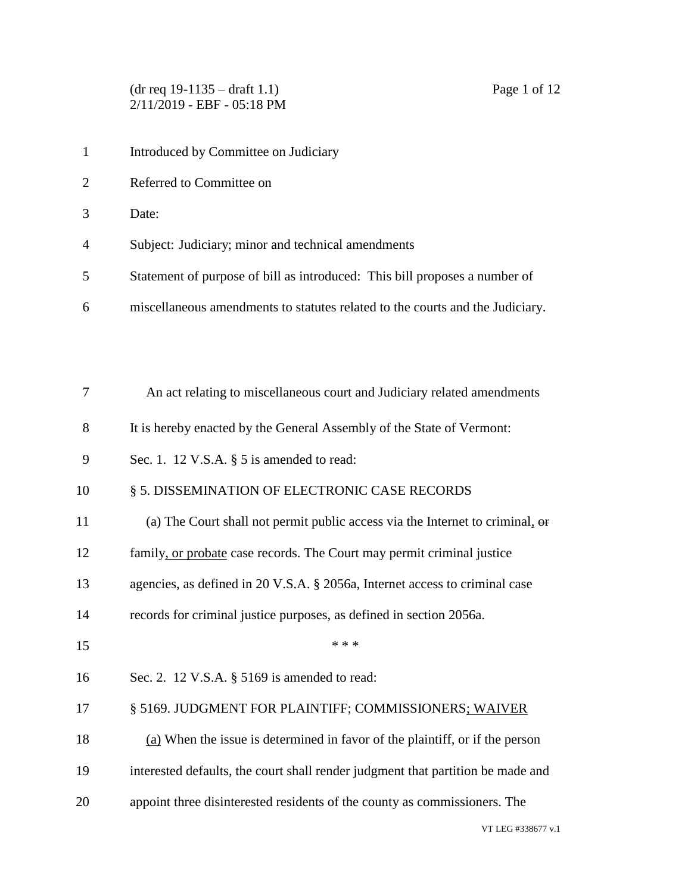(dr req 19-1135 – draft 1.1)
2/11/2019 - EBF - 05:18 PM

Introduced by Committee on Judiciary

Referred to Committee on

Date:

Subject: Judiciary; minor and technical amendments

Statement of purpose of bill as introduced: This bill proposes a number of miscellaneous amendments to statutes related to the courts and the Judiciary.

An act relating to miscellaneous court and Judiciary related amendments

It is hereby enacted by the General Assembly of the State of Vermont:

Sec. 1. 12 V.S.A. § 5 is amended to read:

§ 5. DISSEMINATION OF ELECTRONIC CASE RECORDS

(a) The Court shall not permit public access via the Internet to criminal, ~~or~~ family, or probate case records. The Court may permit criminal justice agencies, as defined in 20 V.S.A. § 2056a, Internet access to criminal case records for criminal justice purposes, as defined in section 2056a.

\* \* \*

Sec. 2. 12 V.S.A. § 5169 is amended to read:

§ 5169. JUDGMENT FOR PLAINTIFF; COMMISSIONERS; WAIVER

(a) When the issue is determined in favor of the plaintiff, or if the person interested defaults, the court shall render judgment that partition be made and appoint three disinterested residents of the county as commissioners. The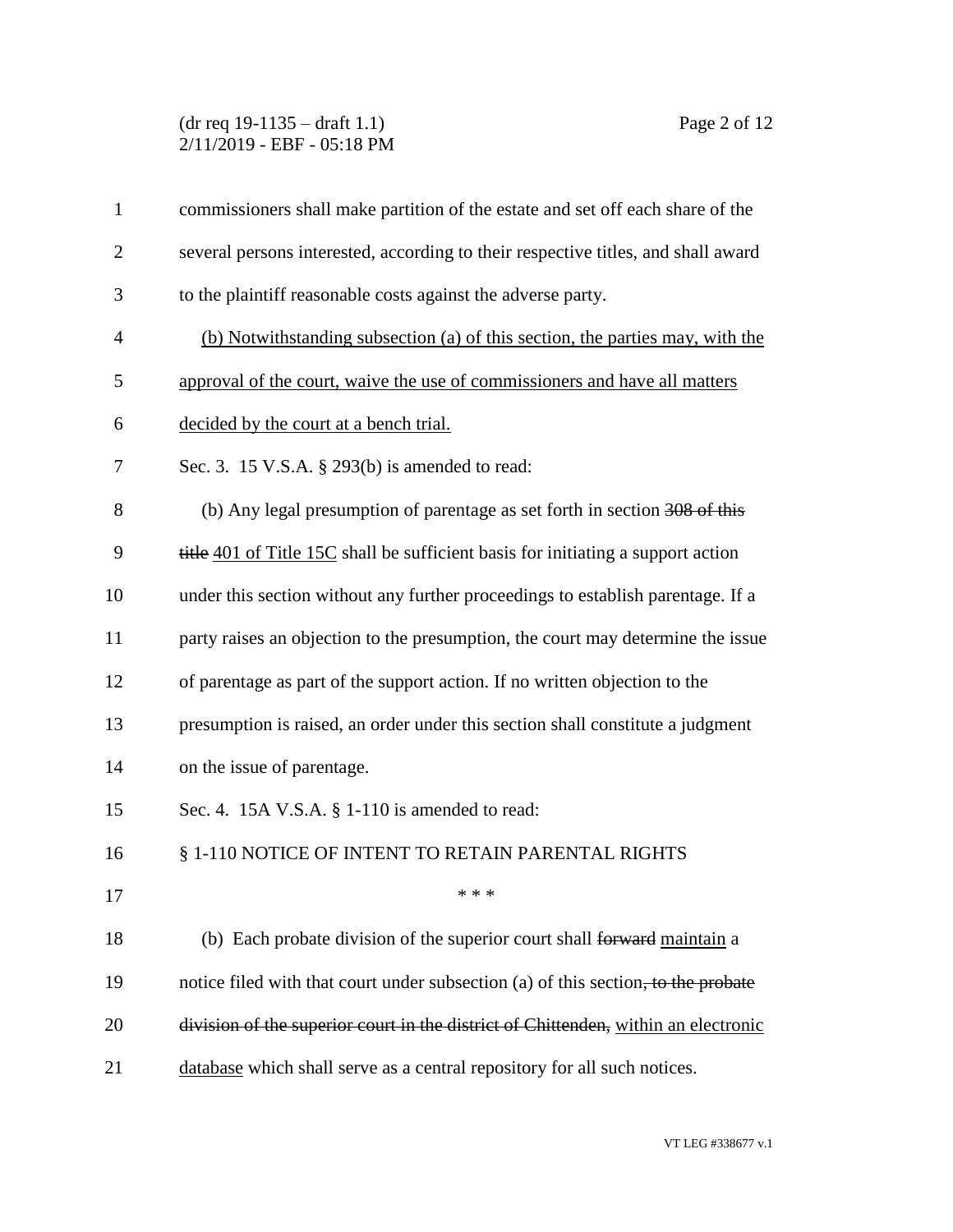commissioners shall make partition of the estate and set off each share of the several persons interested, according to their respective titles, and shall award to the plaintiff reasonable costs against the adverse party.

<u>(b) Notwithstanding subsection (a) of this section, the parties may, with the approval of the court, waive the use of commissioners and have all matters decided by the court at a bench trial.</u>

Sec. 3. 15 V.S.A. § 293(b) is amended to read:

(b) Any legal presumption of parentage as set forth in section ~~308 of this title~~ <u>401 of Title 15C</u> shall be sufficient basis for initiating a support action under this section without any further proceedings to establish parentage. If a party raises an objection to the presumption, the court may determine the issue of parentage as part of the support action. If no written objection to the presumption is raised, an order under this section shall constitute a judgment on the issue of parentage.

Sec. 4. 15A V.S.A. § 1-110 is amended to read:

§ 1-110 NOTICE OF INTENT TO RETAIN PARENTAL RIGHTS

\* \* \*

(b) Each probate division of the superior court shall ~~forward~~ <u>maintain</u> a notice filed with that court under subsection (a) of this section~~, to the probate division of the superior court in the district of Chittenden,~~ <u>within an electronic database</u> which shall serve as a central repository for all such notices.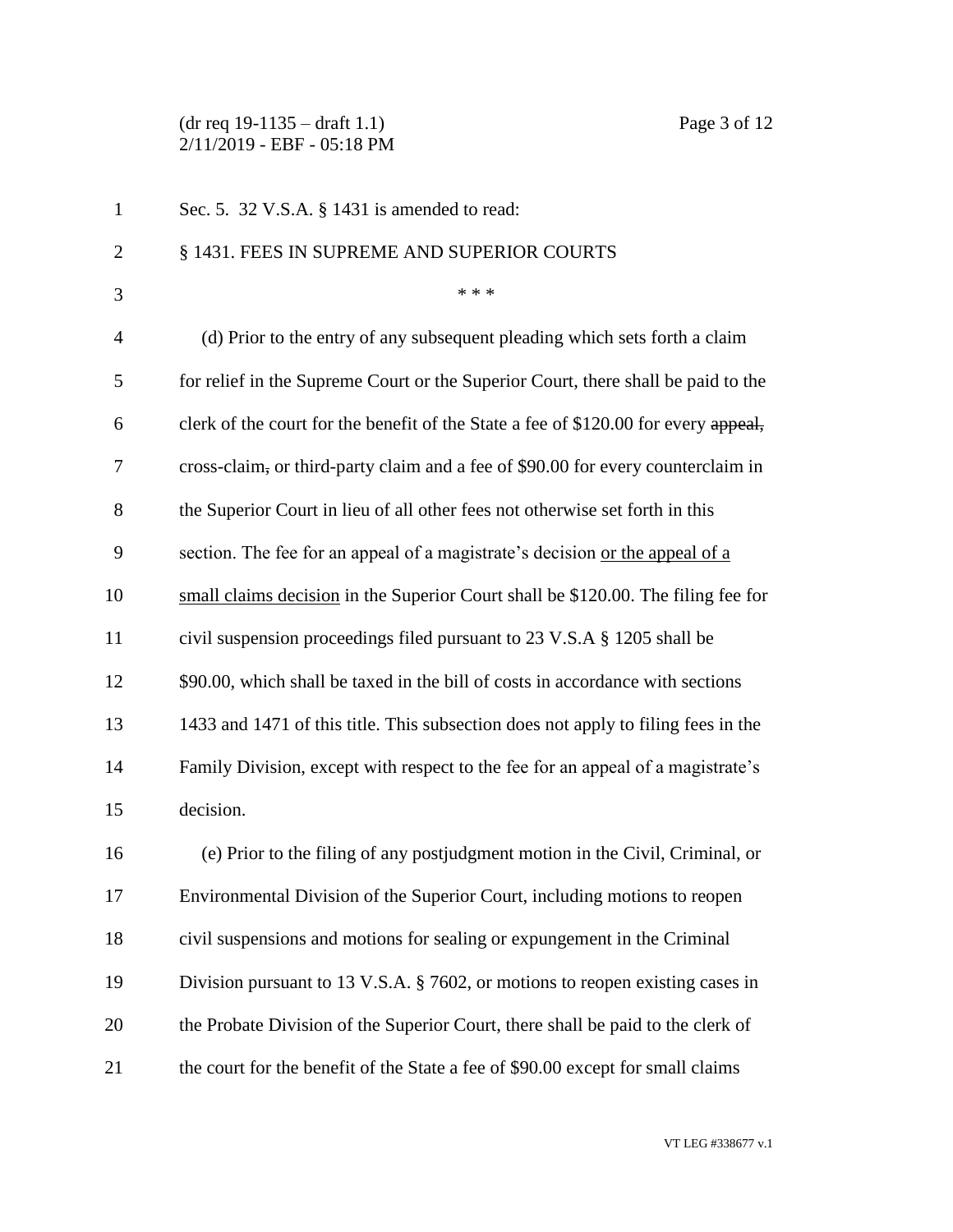Sec. 5. 32 V.S.A. § 1431 is amended to read:

§ 1431. FEES IN SUPREME AND SUPERIOR COURTS

\* \* \*

(d) Prior to the entry of any subsequent pleading which sets forth a claim for relief in the Supreme Court or the Superior Court, there shall be paid to the clerk of the court for the benefit of the State a fee of $120.00 for every ~~appeal,~~ cross-claim~~,~~ or third-party claim and a fee of $90.00 for every counterclaim in the Superior Court in lieu of all other fees not otherwise set forth in this section. The fee for an appeal of a magistrate's decision <u>or the appeal of a small claims decision</u> in the Superior Court shall be $120.00. The filing fee for civil suspension proceedings filed pursuant to 23 V.S.A § 1205 shall be $90.00, which shall be taxed in the bill of costs in accordance with sections 1433 and 1471 of this title. This subsection does not apply to filing fees in the Family Division, except with respect to the fee for an appeal of a magistrate's decision.

(e) Prior to the filing of any postjudgment motion in the Civil, Criminal, or Environmental Division of the Superior Court, including motions to reopen civil suspensions and motions for sealing or expungement in the Criminal Division pursuant to 13 V.S.A. § 7602, or motions to reopen existing cases in the Probate Division of the Superior Court, there shall be paid to the clerk of the court for the benefit of the State a fee of $90.00 except for small claims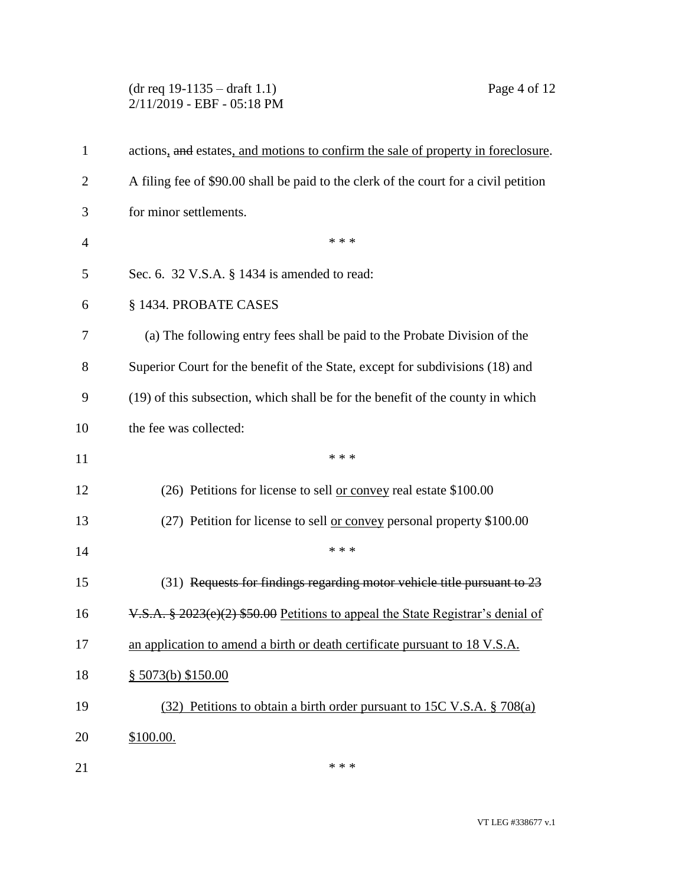actions, ~~and~~ estates, and motions to confirm the sale of property in foreclosure. A filing fee of $90.00 shall be paid to the clerk of the court for a civil petition for minor settlements.

\* \* \*

Sec. 6. 32 V.S.A. § 1434 is amended to read:

§ 1434. PROBATE CASES

(a) The following entry fees shall be paid to the Probate Division of the Superior Court for the benefit of the State, except for subdivisions (18) and (19) of this subsection, which shall be for the benefit of the county in which the fee was collected:

\* \* \*

(26) Petitions for license to sell or convey real estate $100.00

(27) Petition for license to sell or convey personal property $100.00

\* \* \*

(31) ~~Requests for findings regarding motor vehicle title pursuant to 23 V.S.A. § 2023(e)(2) $50.00~~ Petitions to appeal the State Registrar's denial of an application to amend a birth or death certificate pursuant to 18 V.S.A. § 5073(b) $150.00

(32) Petitions to obtain a birth order pursuant to 15C V.S.A. § 708(a) $100.00.

\* \* \*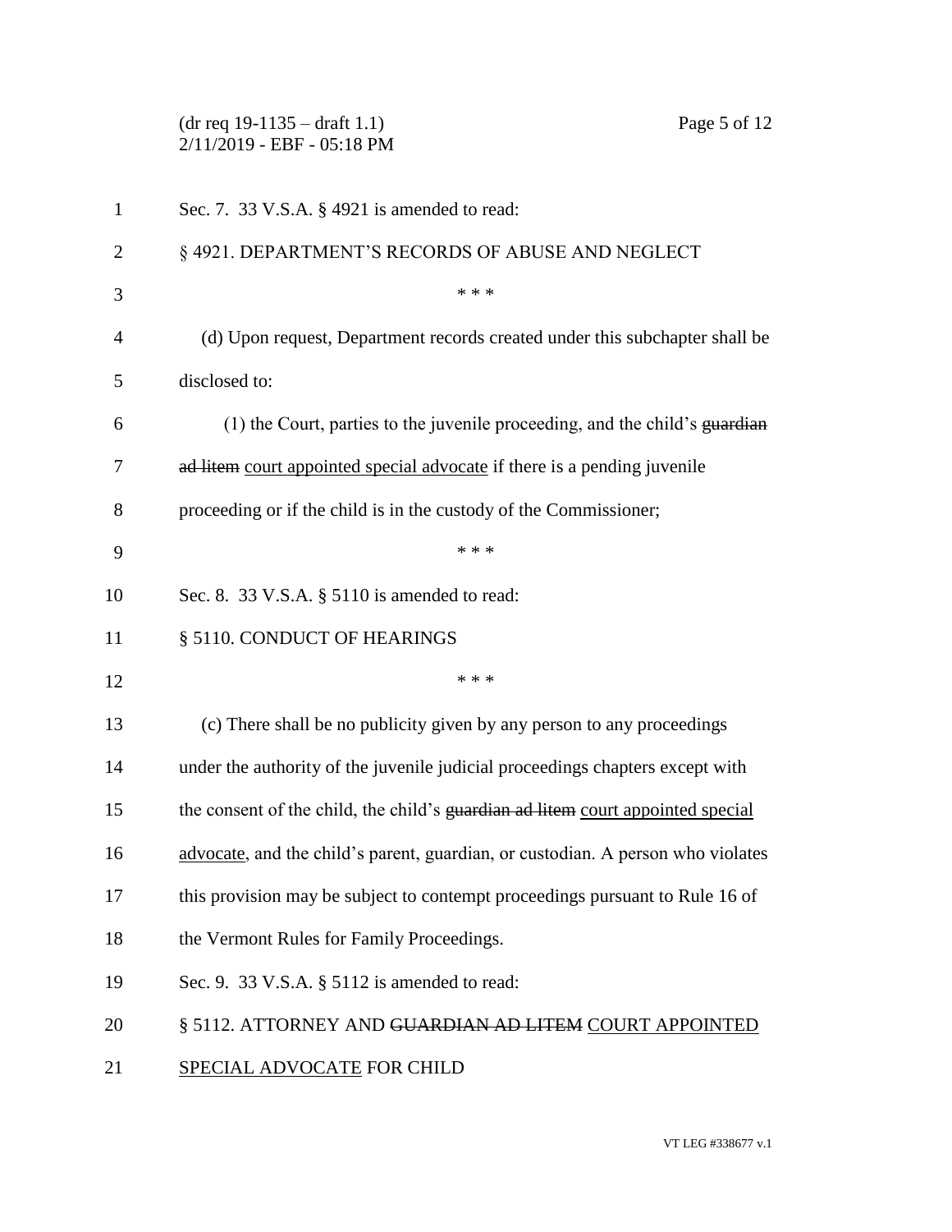Sec. 7. 33 V.S.A. § 4921 is amended to read:

§ 4921. DEPARTMENT'S RECORDS OF ABUSE AND NEGLECT

\* \* \*

(d) Upon request, Department records created under this subchapter shall be disclosed to:

(1) the Court, parties to the juvenile proceeding, and the child's ~~guardian ad litem~~ <u>court appointed special advocate</u> if there is a pending juvenile proceeding or if the child is in the custody of the Commissioner;

\* \* \*

Sec. 8. 33 V.S.A. § 5110 is amended to read:

§ 5110. CONDUCT OF HEARINGS

\* \* \*

(c) There shall be no publicity given by any person to any proceedings under the authority of the juvenile judicial proceedings chapters except with the consent of the child, the child's ~~guardian ad litem~~ <u>court appointed special advocate</u>, and the child's parent, guardian, or custodian. A person who violates this provision may be subject to contempt proceedings pursuant to Rule 16 of the Vermont Rules for Family Proceedings.

Sec. 9. 33 V.S.A. § 5112 is amended to read:

§ 5112. ATTORNEY AND ~~GUARDIAN AD LITEM~~ <u>COURT APPOINTED SPECIAL ADVOCATE</u> FOR CHILD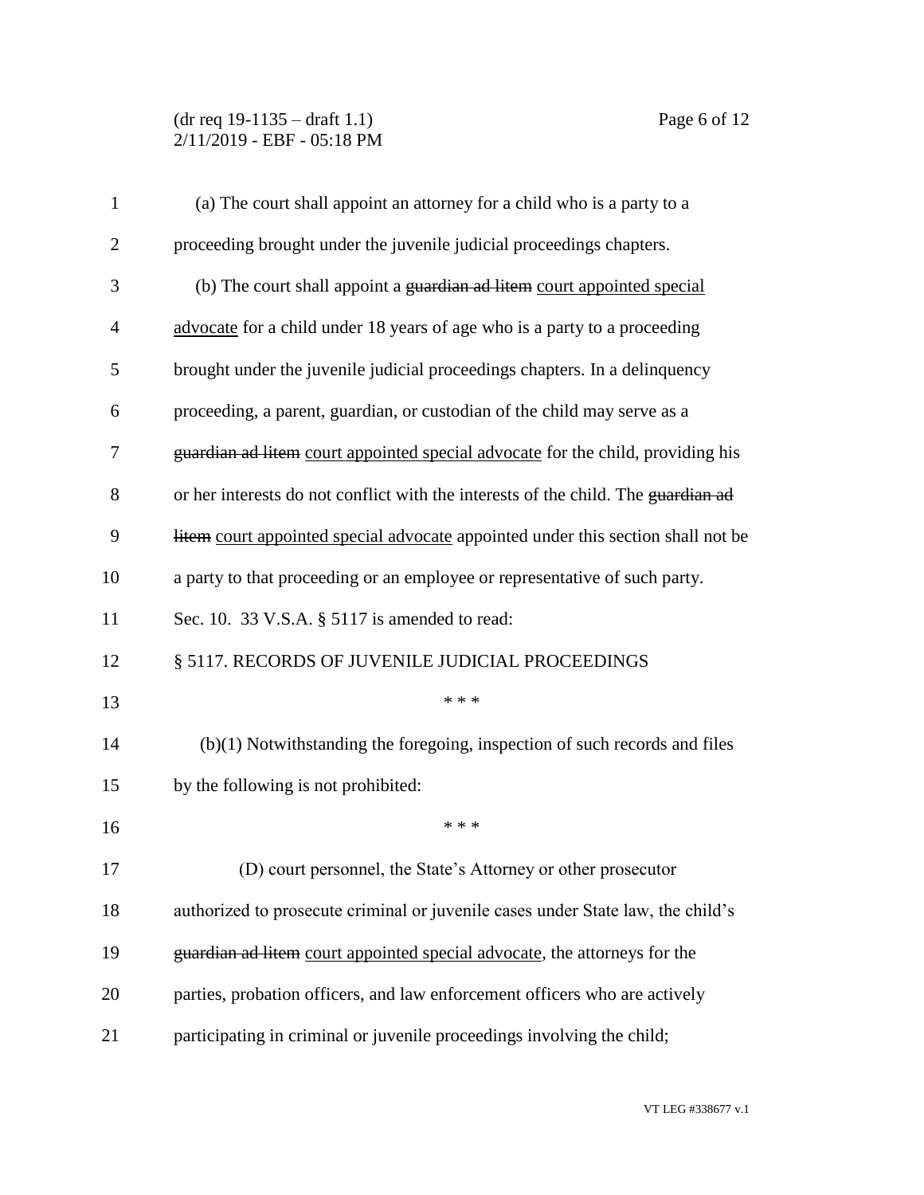(a) The court shall appoint an attorney for a child who is a party to a proceeding brought under the juvenile judicial proceedings chapters.

(b) The court shall appoint a ~~guardian ad litem~~ court appointed special advocate for a child under 18 years of age who is a party to a proceeding brought under the juvenile judicial proceedings chapters. In a delinquency proceeding, a parent, guardian, or custodian of the child may serve as a ~~guardian ad litem~~ court appointed special advocate for the child, providing his or her interests do not conflict with the interests of the child. The ~~guardian ad litem~~ court appointed special advocate appointed under this section shall not be a party to that proceeding or an employee or representative of such party.

Sec. 10. 33 V.S.A. § 5117 is amended to read:

§ 5117. RECORDS OF JUVENILE JUDICIAL PROCEEDINGS

\* \* \*

(b)(1) Notwithstanding the foregoing, inspection of such records and files by the following is not prohibited:

\* \* \*

(D) court personnel, the State's Attorney or other prosecutor authorized to prosecute criminal or juvenile cases under State law, the child's ~~guardian ad litem~~ court appointed special advocate, the attorneys for the parties, probation officers, and law enforcement officers who are actively participating in criminal or juvenile proceedings involving the child;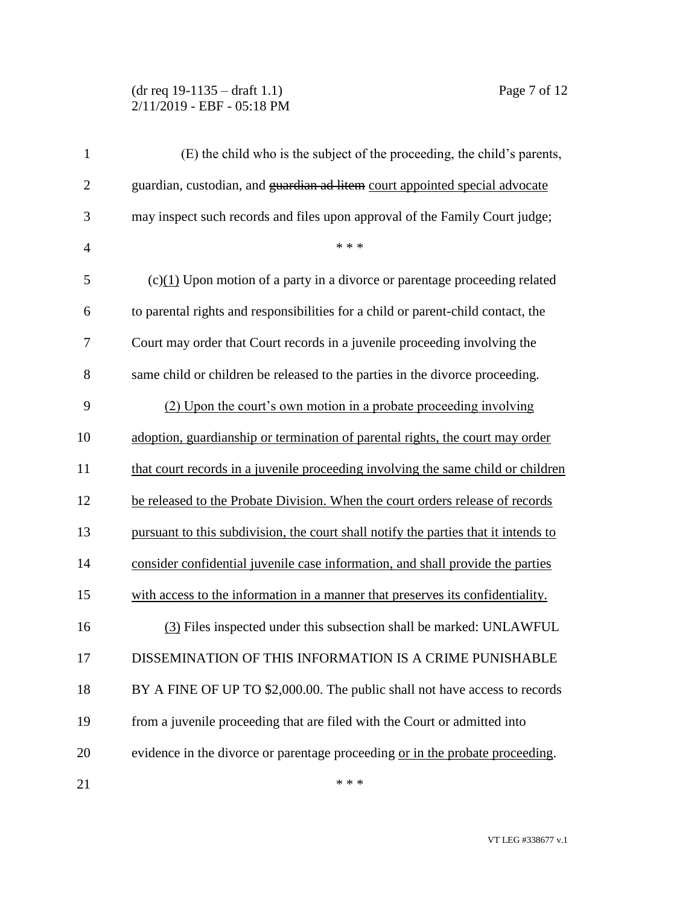(E) the child who is the subject of the proceeding, the child's parents, guardian, custodian, and ~~guardian ad litem~~ <u>court appointed special advocate</u> may inspect such records and files upon approval of the Family Court judge;

\* \* \*

(c)<u>(1)</u> Upon motion of a party in a divorce or parentage proceeding related to parental rights and responsibilities for a child or parent-child contact, the Court may order that Court records in a juvenile proceeding involving the same child or children be released to the parties in the divorce proceeding.

<u>(2) Upon the court's own motion in a probate proceeding involving adoption, guardianship or termination of parental rights, the court may order that court records in a juvenile proceeding involving the same child or children be released to the Probate Division. When the court orders release of records pursuant to this subdivision, the court shall notify the parties that it intends to consider confidential juvenile case information, and shall provide the parties with access to the information in a manner that preserves its confidentiality.</u>

<u>(3)</u> Files inspected under this subsection shall be marked: UNLAWFUL DISSEMINATION OF THIS INFORMATION IS A CRIME PUNISHABLE BY A FINE OF UP TO $2,000.00. The public shall not have access to records from a juvenile proceeding that are filed with the Court or admitted into evidence in the divorce or parentage proceeding <u>or in the probate proceeding</u>.

\* \* \*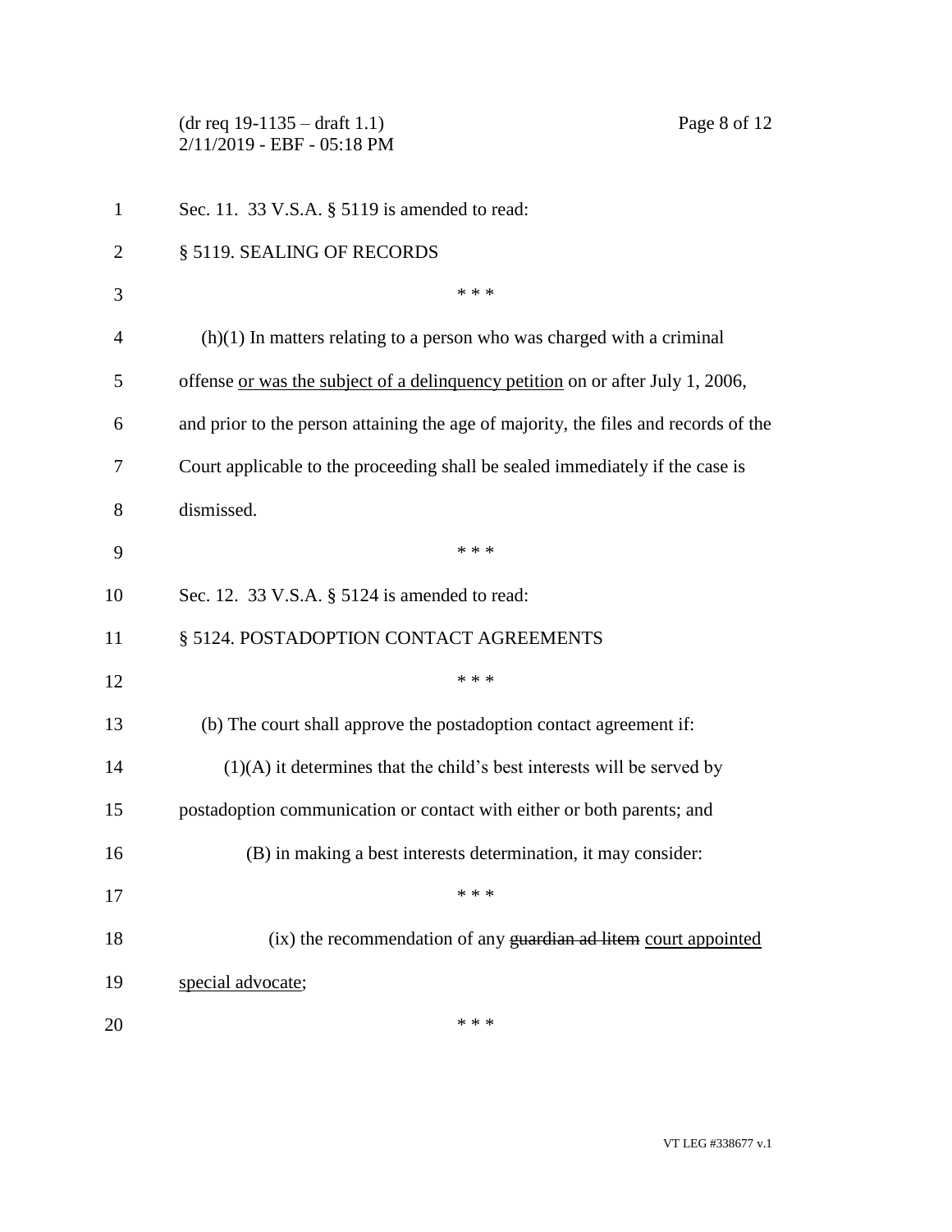Sec. 11. 33 V.S.A. § 5119 is amended to read:

§ 5119. SEALING OF RECORDS

\* \* \*

(h)(1) In matters relating to a person who was charged with a criminal offense <u>or was the subject of a delinquency petition</u> on or after July 1, 2006, and prior to the person attaining the age of majority, the files and records of the Court applicable to the proceeding shall be sealed immediately if the case is dismissed.

\* \* \*

Sec. 12. 33 V.S.A. § 5124 is amended to read:

§ 5124. POSTADOPTION CONTACT AGREEMENTS

\* \* \*

(b) The court shall approve the postadoption contact agreement if:

(1)(A) it determines that the child's best interests will be served by postadoption communication or contact with either or both parents; and

(B) in making a best interests determination, it may consider:

\* \* \*

(ix) the recommendation of any ~~guardian ad litem~~ <u>court appointed special advocate</u>;

\* \* \*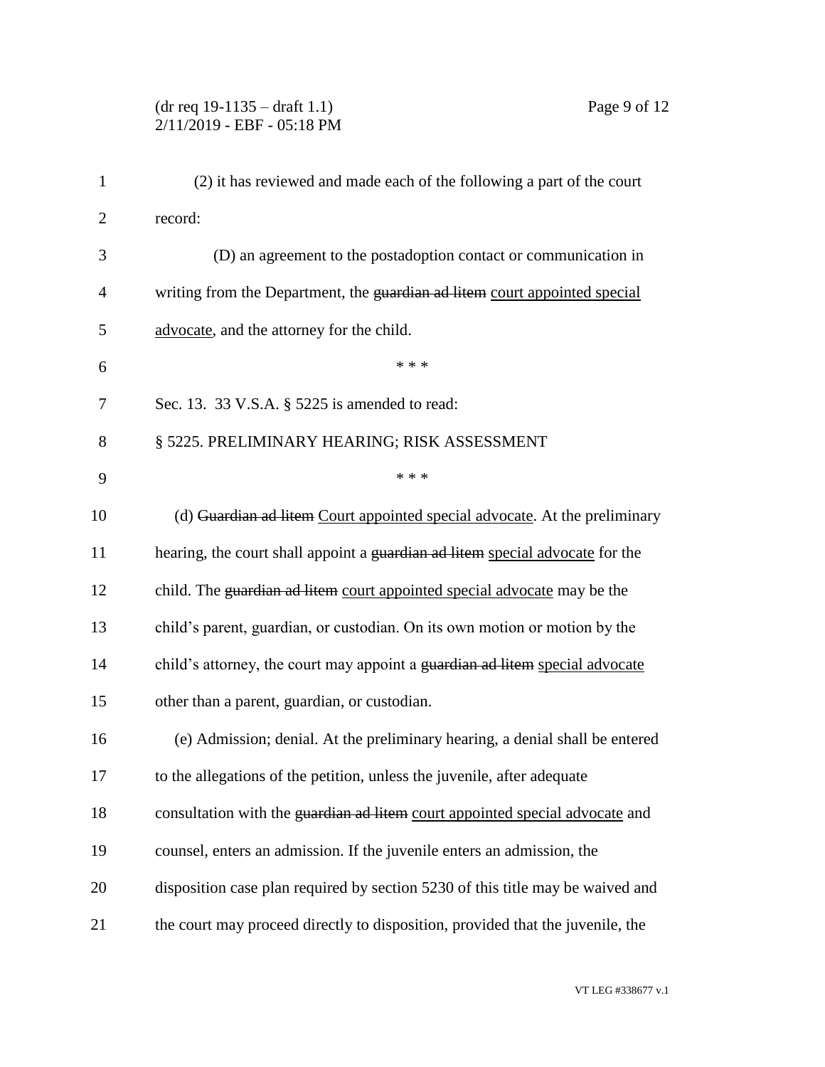(2) it has reviewed and made each of the following a part of the court record:

(D) an agreement to the postadoption contact or communication in writing from the Department, the ~~guardian ad litem~~ court appointed special advocate, and the attorney for the child.

\* \* \*

Sec. 13. 33 V.S.A. § 5225 is amended to read:

§ 5225. PRELIMINARY HEARING; RISK ASSESSMENT

\* \* \*

(d) ~~Guardian ad litem~~ Court appointed special advocate. At the preliminary hearing, the court shall appoint a ~~guardian ad litem~~ special advocate for the child. The ~~guardian ad litem~~ court appointed special advocate may be the child's parent, guardian, or custodian. On its own motion or motion by the child's attorney, the court may appoint a ~~guardian ad litem~~ special advocate other than a parent, guardian, or custodian.

(e) Admission; denial. At the preliminary hearing, a denial shall be entered to the allegations of the petition, unless the juvenile, after adequate consultation with the ~~guardian ad litem~~ court appointed special advocate and counsel, enters an admission. If the juvenile enters an admission, the disposition case plan required by section 5230 of this title may be waived and the court may proceed directly to disposition, provided that the juvenile, the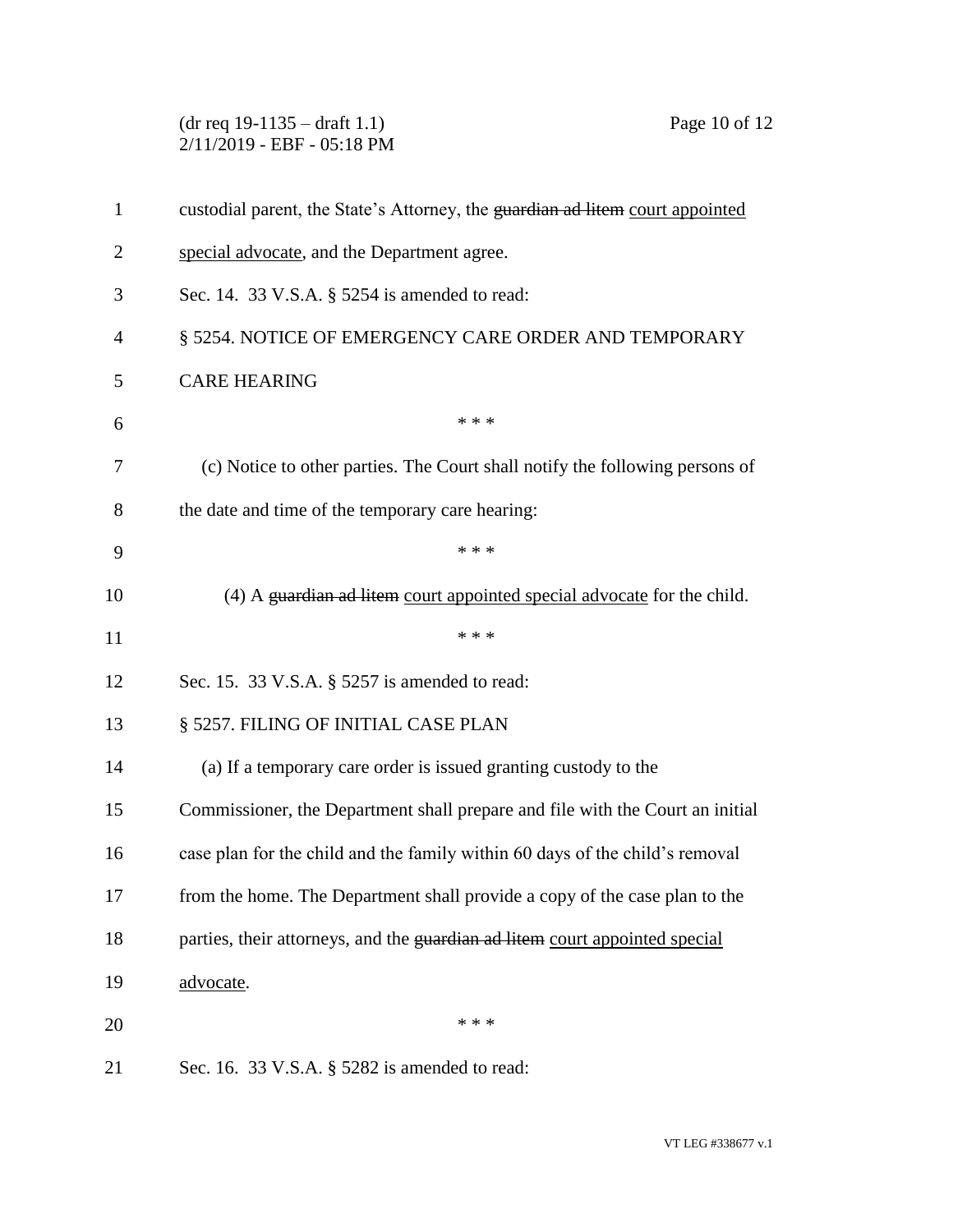custodial parent, the State's Attorney, the ~~guardian ad litem~~ <u>court appointed special advocate</u>, and the Department agree.

Sec. 14. 33 V.S.A. § 5254 is amended to read:

§ 5254. NOTICE OF EMERGENCY CARE ORDER AND TEMPORARY CARE HEARING

\* \* \*

(c) Notice to other parties. The Court shall notify the following persons of the date and time of the temporary care hearing:

\* \* \*

(4) A ~~guardian ad litem~~ <u>court appointed special advocate</u> for the child.

\* \* \*

Sec. 15. 33 V.S.A. § 5257 is amended to read:

§ 5257. FILING OF INITIAL CASE PLAN

(a) If a temporary care order is issued granting custody to the Commissioner, the Department shall prepare and file with the Court an initial case plan for the child and the family within 60 days of the child's removal from the home. The Department shall provide a copy of the case plan to the parties, their attorneys, and the ~~guardian ad litem~~ <u>court appointed special advocate</u>.

\* \* \*

Sec. 16. 33 V.S.A. § 5282 is amended to read: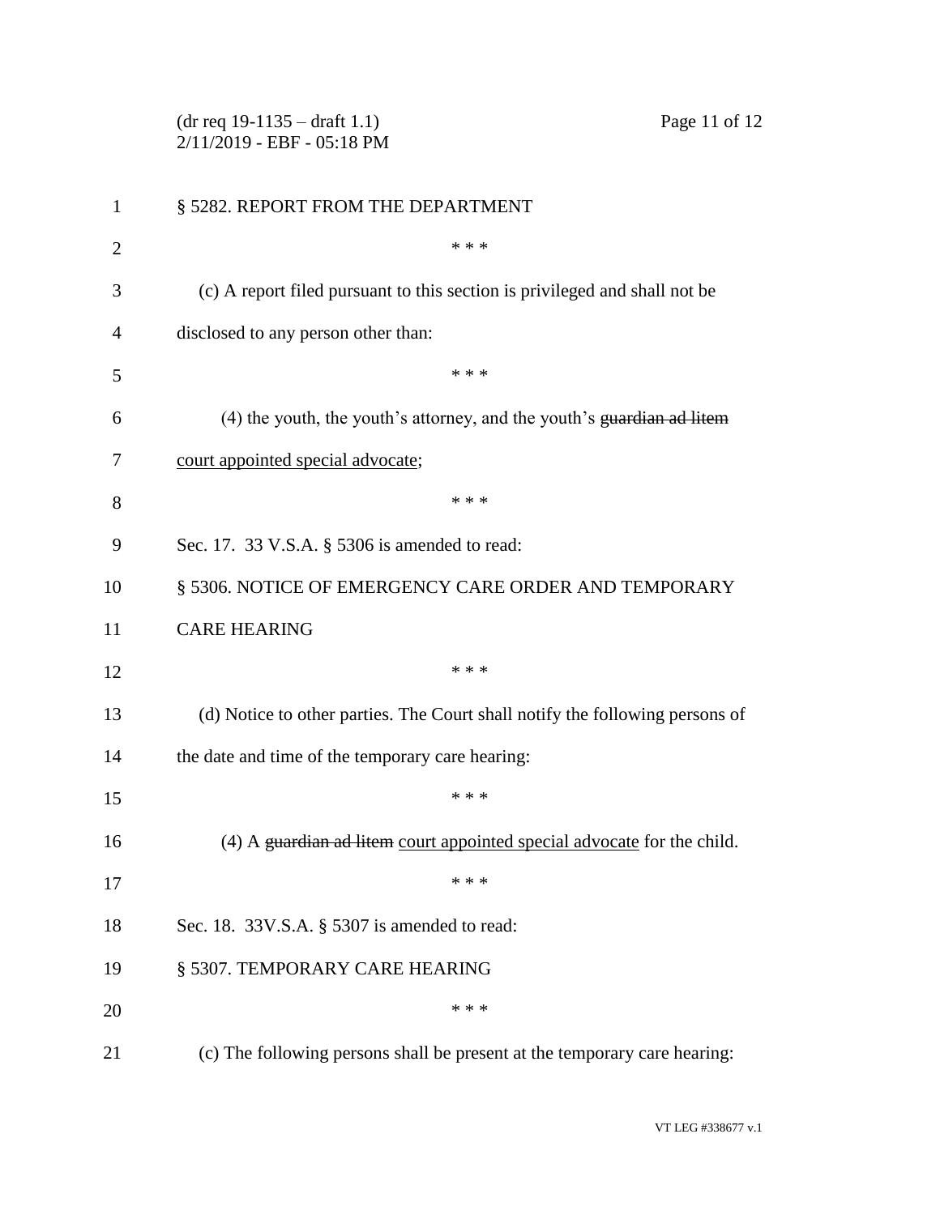§ 5282. REPORT FROM THE DEPARTMENT

\* \* \*

(c) A report filed pursuant to this section is privileged and shall not be disclosed to any person other than:

\* \* \*

(4) the youth, the youth's attorney, and the youth's ~~guardian ad litem~~ <u>court appointed special advocate</u>;

\* \* \*

Sec. 17. 33 V.S.A. § 5306 is amended to read:

§ 5306. NOTICE OF EMERGENCY CARE ORDER AND TEMPORARY CARE HEARING

\* \* \*

(d) Notice to other parties. The Court shall notify the following persons of the date and time of the temporary care hearing:

\* \* \*

(4) A ~~guardian ad litem~~ <u>court appointed special advocate</u> for the child.

\* \* \*

Sec. 18. 33V.S.A. § 5307 is amended to read:

§ 5307. TEMPORARY CARE HEARING

\* \* \*

(c) The following persons shall be present at the temporary care hearing: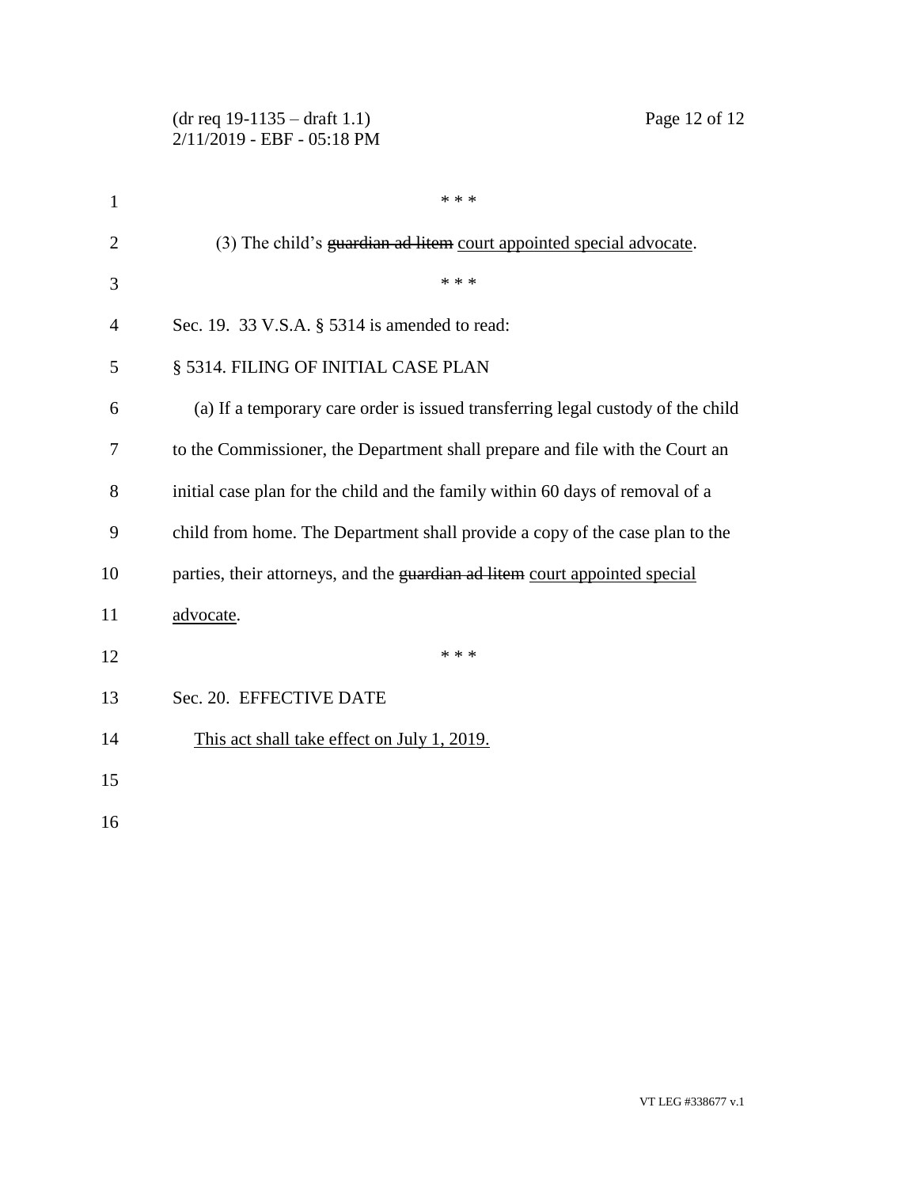\* \* \*

(3) The child's ~~guardian ad litem~~ <u>court appointed special advocate</u>.

\* \* \*

Sec. 19. 33 V.S.A. § 5314 is amended to read:

§ 5314. FILING OF INITIAL CASE PLAN

(a) If a temporary care order is issued transferring legal custody of the child to the Commissioner, the Department shall prepare and file with the Court an initial case plan for the child and the family within 60 days of removal of a child from home. The Department shall provide a copy of the case plan to the parties, their attorneys, and the ~~guardian ad litem~~ <u>court appointed special advocate</u>.

\* \* \*

Sec. 20. EFFECTIVE DATE

<u>This act shall take effect on July 1, 2019.</u>